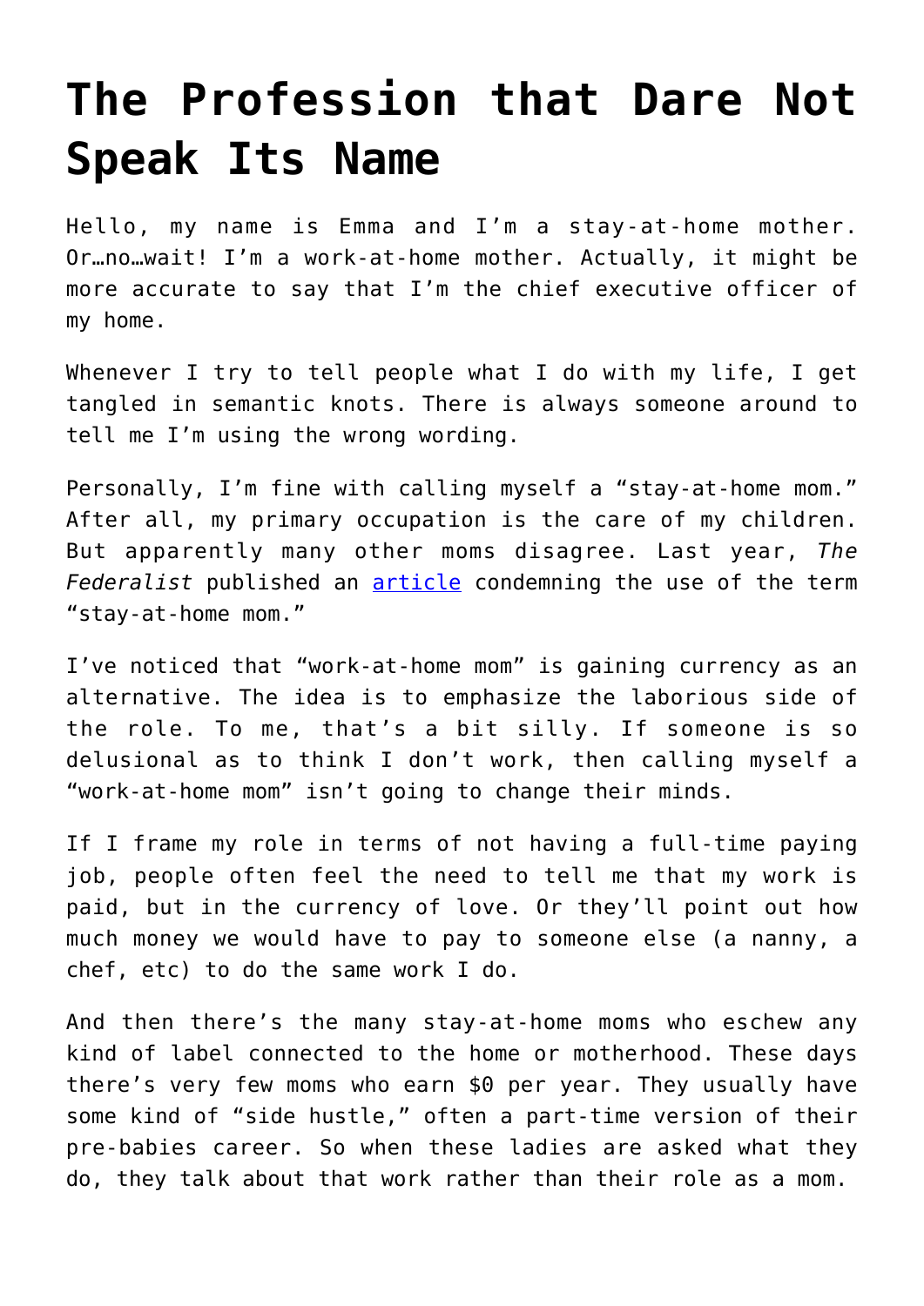# The Profession that Dare Not Speak Its Name

Hello, my name is Emma and I'm a stay-at-home mother. Or…no…wait! I'm a work-at-home mother. Actually, it might be more accurate to say that I'm the chief executive officer of my home.

Whenever I try to tell people what I do with my life, I get tangled in semantic knots. There is always someone around to tell me I'm using the wrong wording.

Personally, I'm fine with calling myself a "stay-at-home mom." After all, my primary occupation is the care of my children. But apparently many other moms disagree. Last year, *The Federalist* published an article condemning the use of the term "stay-at-home mom."

I've noticed that "work-at-home mom" is gaining currency as an alternative. The idea is to emphasize the laborious side of the role. To me, that's a bit silly. If someone is so delusional as to think I don't work, then calling myself a "work-at-home mom" isn't going to change their minds.

If I frame my role in terms of not having a full-time paying job, people often feel the need to tell me that my work is paid, but in the currency of love. Or they'll point out how much money we would have to pay to someone else (a nanny, a chef, etc) to do the same work I do.

And then there's the many stay-at-home moms who eschew any kind of label connected to the home or motherhood. These days there's very few moms who earn $0 per year. They usually have some kind of "side hustle," often a part-time version of their pre-babies career. So when these ladies are asked what they do, they talk about that work rather than their role as a mom.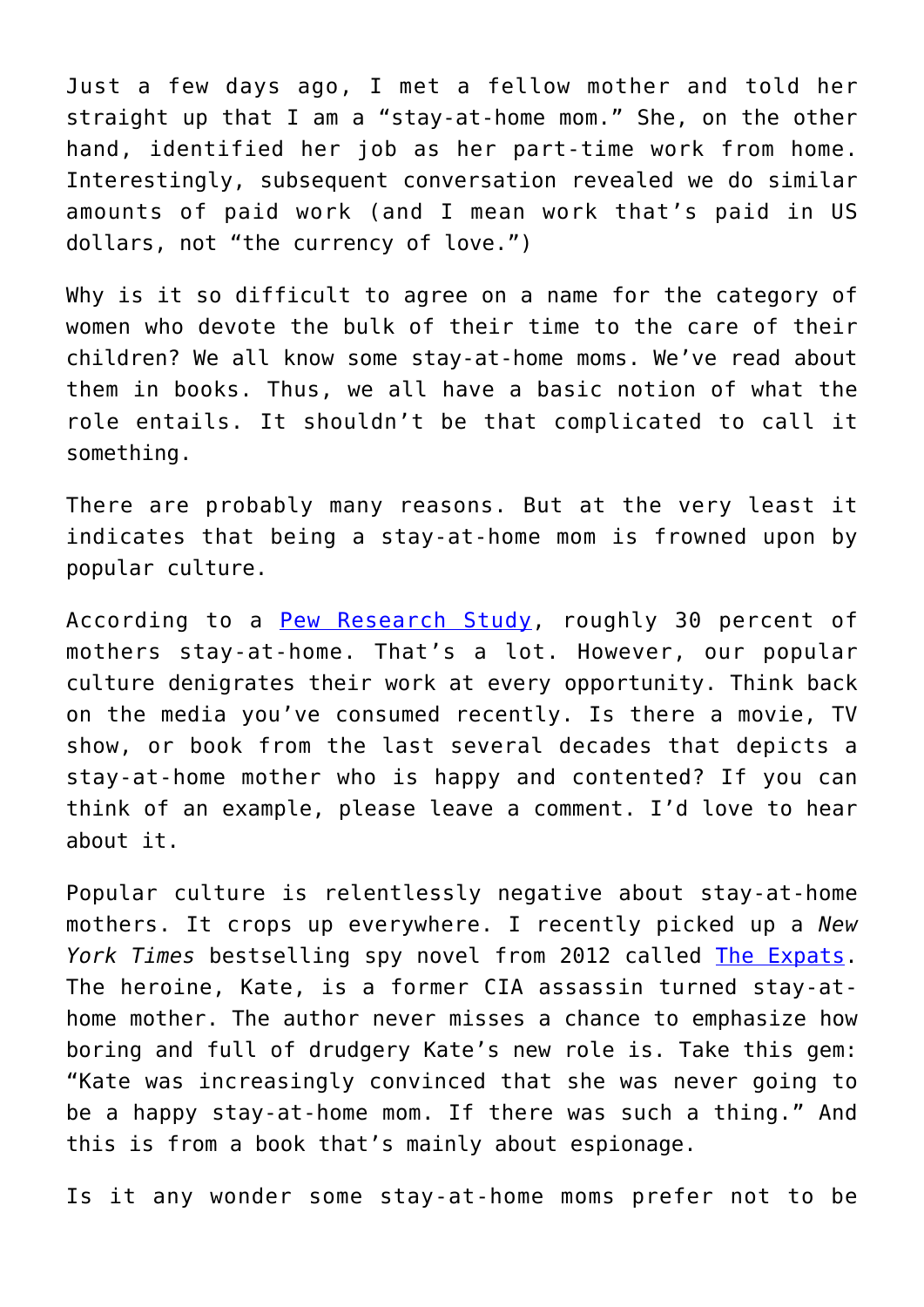Just a few days ago, I met a fellow mother and told her straight up that I am a "stay-at-home mom." She, on the other hand, identified her job as her part-time work from home. Interestingly, subsequent conversation revealed we do similar amounts of paid work (and I mean work that's paid in US dollars, not "the currency of love.")

Why is it so difficult to agree on a name for the category of women who devote the bulk of their time to the care of their children? We all know some stay-at-home moms. We've read about them in books. Thus, we all have a basic notion of what the role entails. It shouldn't be that complicated to call it something.

There are probably many reasons. But at the very least it indicates that being a stay-at-home mom is frowned upon by popular culture.

According to a Pew Research Study, roughly 30 percent of mothers stay-at-home. That's a lot. However, our popular culture denigrates their work at every opportunity. Think back on the media you've consumed recently. Is there a movie, TV show, or book from the last several decades that depicts a stay-at-home mother who is happy and contented? If you can think of an example, please leave a comment. I'd love to hear about it.

Popular culture is relentlessly negative about stay-at-home mothers. It crops up everywhere. I recently picked up a *New York Times* bestselling spy novel from 2012 called The Expats. The heroine, Kate, is a former CIA assassin turned stay-at-home mother. The author never misses a chance to emphasize how boring and full of drudgery Kate's new role is. Take this gem: "Kate was increasingly convinced that she was never going to be a happy stay-at-home mom. If there was such a thing." And this is from a book that's mainly about espionage.

Is it any wonder some stay-at-home moms prefer not to be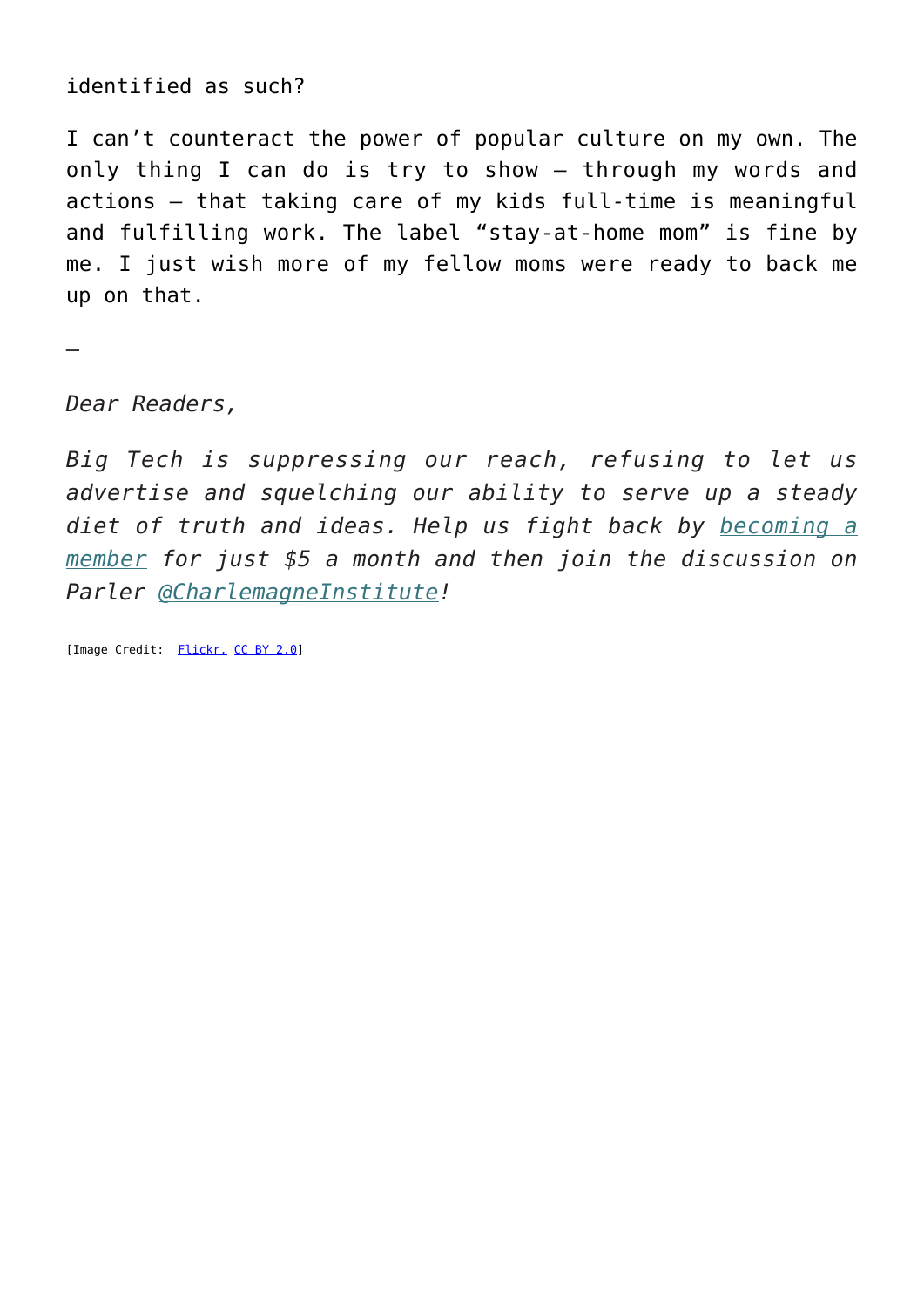identified as such?

I can't counteract the power of popular culture on my own. The only thing I can do is try to show – through my words and actions – that taking care of my kids full-time is meaningful and fulfilling work. The label "stay-at-home mom" is fine by me. I just wish more of my fellow moms were ready to back me up on that.

—

*Dear Readers,*

*Big Tech is suppressing our reach, refusing to let us advertise and squelching our ability to serve up a steady diet of truth and ideas. Help us fight back by becoming a member for just $5 a month and then join the discussion on Parler @CharlemagneInstitute!*

[Image Credit: Flickr, CC BY 2.0]